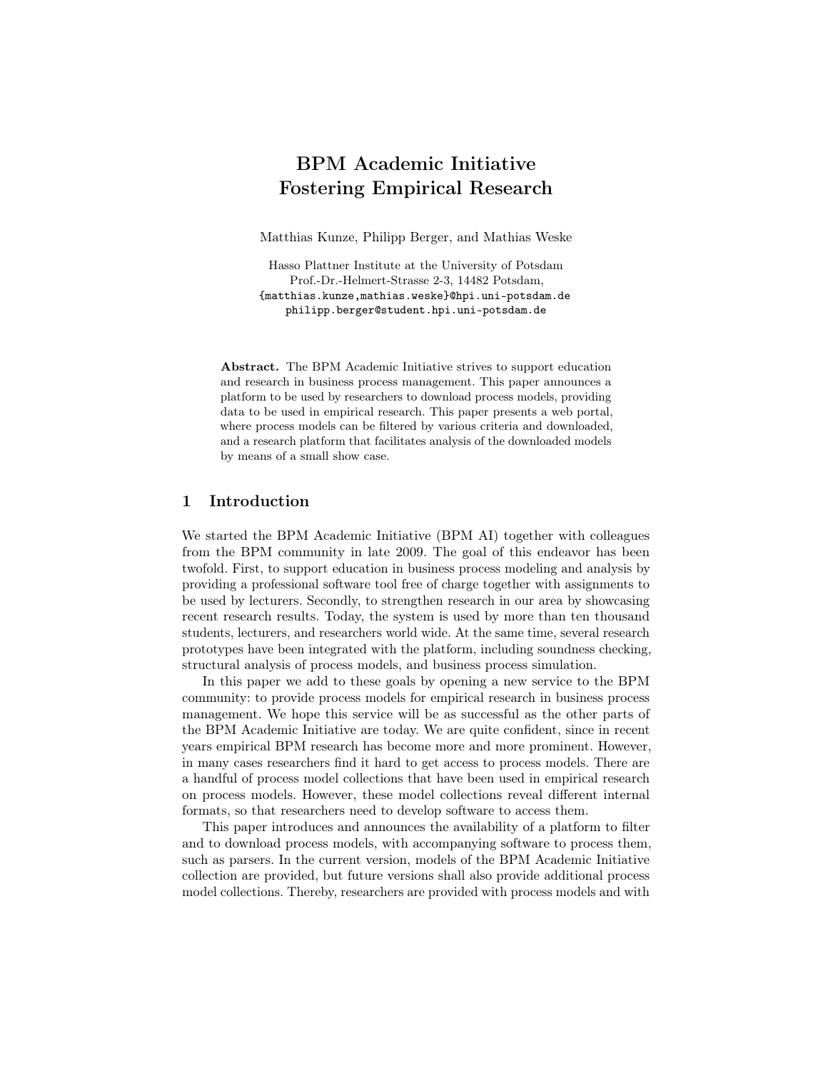# BPM Academic Initiative Fostering Empirical Research

Matthias Kunze, Philipp Berger, and Mathias Weske

Hasso Plattner Institute at the University of Potsdam
Prof.-Dr.-Helmert-Strasse 2-3, 14482 Potsdam,
{matthias.kunze,mathias.weske}@hpi.uni-potsdam.de
philipp.berger@student.hpi.uni-potsdam.de

**Abstract.** The BPM Academic Initiative strives to support education and research in business process management. This paper announces a platform to be used by researchers to download process models, providing data to be used in empirical research. This paper presents a web portal, where process models can be filtered by various criteria and downloaded, and a research platform that facilitates analysis of the downloaded models by means of a small show case.

## 1 Introduction

We started the BPM Academic Initiative (BPM AI) together with colleagues from the BPM community in late 2009. The goal of this endeavor has been twofold. First, to support education in business process modeling and analysis by providing a professional software tool free of charge together with assignments to be used by lecturers. Secondly, to strengthen research in our area by showcasing recent research results. Today, the system is used by more than ten thousand students, lecturers, and researchers world wide. At the same time, several research prototypes have been integrated with the platform, including soundness checking, structural analysis of process models, and business process simulation.

In this paper we add to these goals by opening a new service to the BPM community: to provide process models for empirical research in business process management. We hope this service will be as successful as the other parts of the BPM Academic Initiative are today. We are quite confident, since in recent years empirical BPM research has become more and more prominent. However, in many cases researchers find it hard to get access to process models. There are a handful of process model collections that have been used in empirical research on process models. However, these model collections reveal different internal formats, so that researchers need to develop software to access them.

This paper introduces and announces the availability of a platform to filter and to download process models, with accompanying software to process them, such as parsers. In the current version, models of the BPM Academic Initiative collection are provided, but future versions shall also provide additional process model collections. Thereby, researchers are provided with process models and with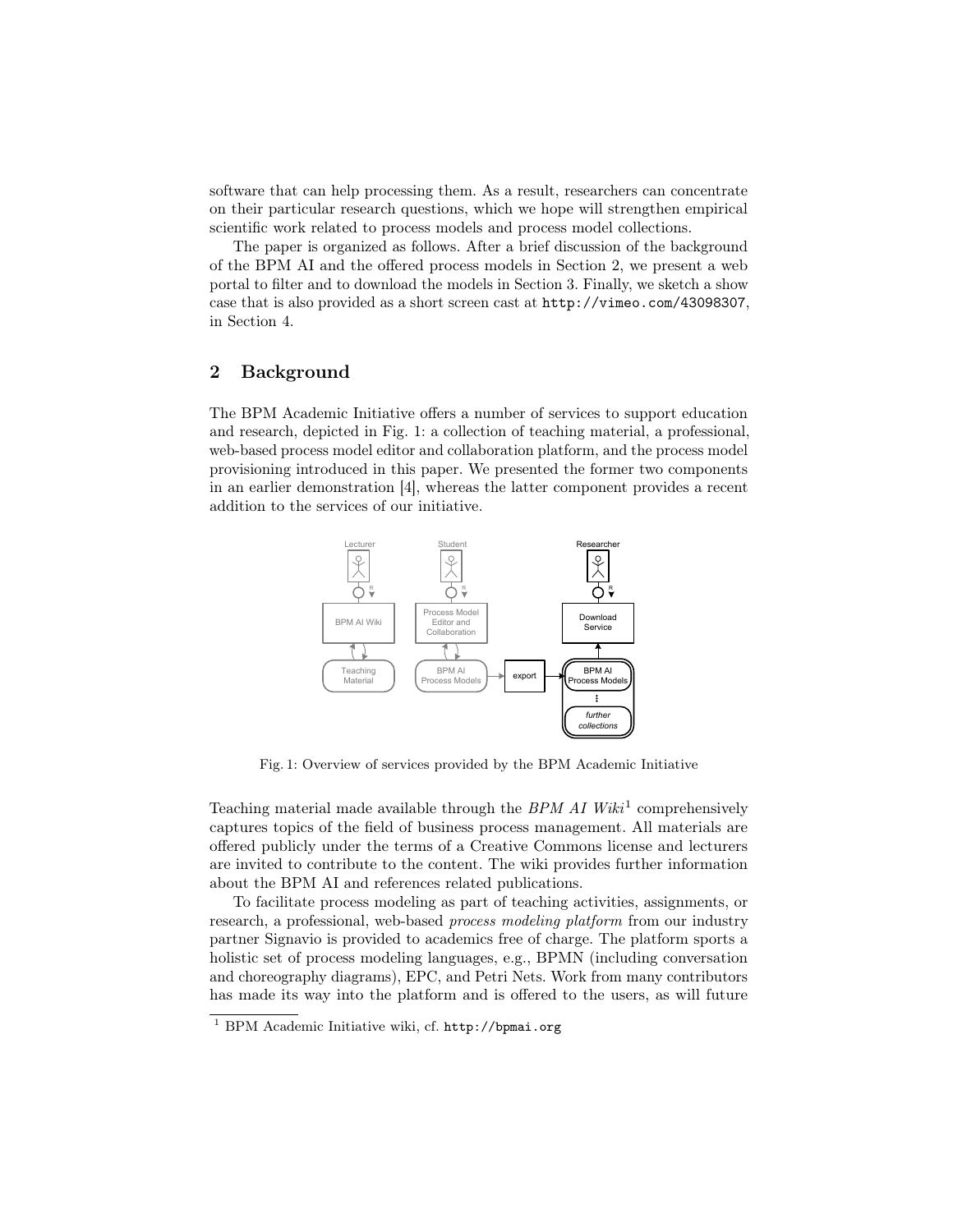software that can help processing them. As a result, researchers can concentrate on their particular research questions, which we hope will strengthen empirical scientific work related to process models and process model collections.

The paper is organized as follows. After a brief discussion of the background of the BPM AI and the offered process models in Section 2, we present a web portal to filter and to download the models in Section 3. Finally, we sketch a show case that is also provided as a short screen cast at `http://vimeo.com/43098307`, in Section 4.

## 2 Background

The BPM Academic Initiative offers a number of services to support education and research, depicted in Fig. 1: a collection of teaching material, a professional, web-based process model editor and collaboration platform, and the process model provisioning introduced in this paper. We presented the former two components in an earlier demonstration [4], whereas the latter component provides a recent addition to the services of our initiative.

Fig. 1: Overview of services provided by the BPM Academic Initiative

Teaching material made available through the *BPM AI Wiki*[1] comprehensively captures topics of the field of business process management. All materials are offered publicly under the terms of a Creative Commons license and lecturers are invited to contribute to the content. The wiki provides further information about the BPM AI and references related publications.

To facilitate process modeling as part of teaching activities, assignments, or research, a professional, web-based *process modeling platform* from our industry partner Signavio is provided to academics free of charge. The platform sports a holistic set of process modeling languages, e.g., BPMN (including conversation and choreography diagrams), EPC, and Petri Nets. Work from many contributors has made its way into the platform and is offered to the users, as will future

[1] BPM Academic Initiative wiki, cf. `http://bpmai.org`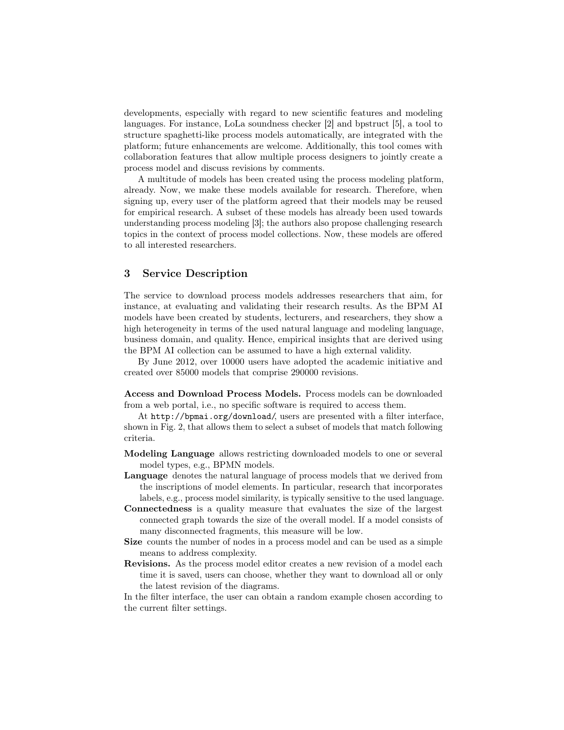developments, especially with regard to new scientific features and modeling languages. For instance, LoLa soundness checker [2] and bpstruct [5], a tool to structure spaghetti-like process models automatically, are integrated with the platform; future enhancements are welcome. Additionally, this tool comes with collaboration features that allow multiple process designers to jointly create a process model and discuss revisions by comments.

A multitude of models has been created using the process modeling platform, already. Now, we make these models available for research. Therefore, when signing up, every user of the platform agreed that their models may be reused for empirical research. A subset of these models has already been used towards understanding process modeling [3]; the authors also propose challenging research topics in the context of process model collections. Now, these models are offered to all interested researchers.

## 3 Service Description

The service to download process models addresses researchers that aim, for instance, at evaluating and validating their research results. As the BPM AI models have been created by students, lecturers, and researchers, they show a high heterogeneity in terms of the used natural language and modeling language, business domain, and quality. Hence, empirical insights that are derived using the BPM AI collection can be assumed to have a high external validity.

By June 2012, over 10000 users have adopted the academic initiative and created over 85000 models that comprise 290000 revisions.

**Access and Download Process Models.** Process models can be downloaded from a web portal, i.e., no specific software is required to access them.

At `http://bpmai.org/download/`, users are presented with a filter interface, shown in Fig. 2, that allows them to select a subset of models that match following criteria.

- **Modeling Language** allows restricting downloaded models to one or several model types, e.g., BPMN models.
- **Language** denotes the natural language of process models that we derived from the inscriptions of model elements. In particular, research that incorporates labels, e.g., process model similarity, is typically sensitive to the used language.
- **Connectedness** is a quality measure that evaluates the size of the largest connected graph towards the size of the overall model. If a model consists of many disconnected fragments, this measure will be low.
- **Size** counts the number of nodes in a process model and can be used as a simple means to address complexity.
- **Revisions.** As the process model editor creates a new revision of a model each time it is saved, users can choose, whether they want to download all or only the latest revision of the diagrams.

In the filter interface, the user can obtain a random example chosen according to the current filter settings.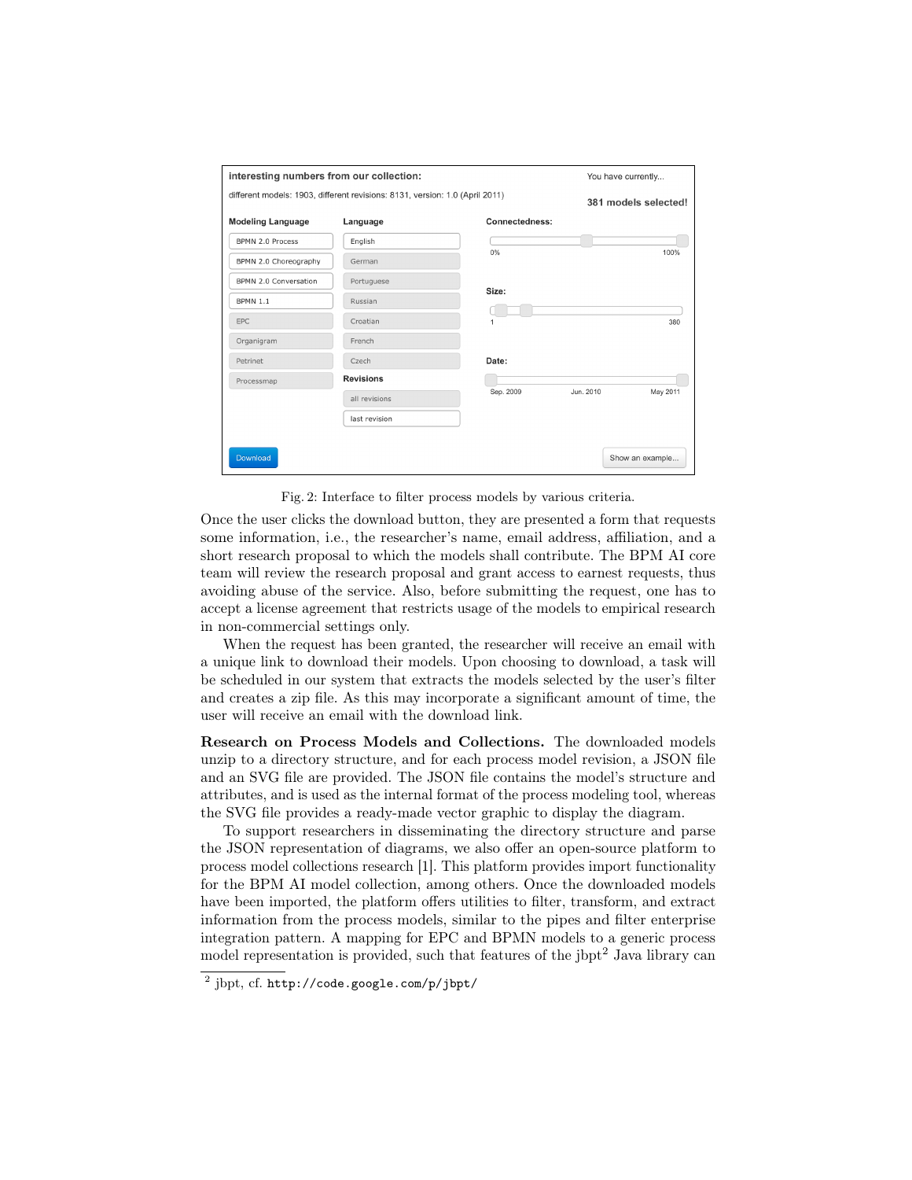Fig. 2: Interface to filter process models by various criteria.

Once the user clicks the download button, they are presented a form that requests some information, i.e., the researcher's name, email address, affiliation, and a short research proposal to which the models shall contribute. The BPM AI core team will review the research proposal and grant access to earnest requests, thus avoiding abuse of the service. Also, before submitting the request, one has to accept a license agreement that restricts usage of the models to empirical research in non-commercial settings only.

When the request has been granted, the researcher will receive an email with a unique link to download their models. Upon choosing to download, a task will be scheduled in our system that extracts the models selected by the user's filter and creates a zip file. As this may incorporate a significant amount of time, the user will receive an email with the download link.

**Research on Process Models and Collections.** The downloaded models unzip to a directory structure, and for each process model revision, a JSON file and an SVG file are provided. The JSON file contains the model's structure and attributes, and is used as the internal format of the process modeling tool, whereas the SVG file provides a ready-made vector graphic to display the diagram.

To support researchers in disseminating the directory structure and parse the JSON representation of diagrams, we also offer an open-source platform to process model collections research [1]. This platform provides import functionality for the BPM AI model collection, among others. Once the downloaded models have been imported, the platform offers utilities to filter, transform, and extract information from the process models, similar to the pipes and filter enterprise integration pattern. A mapping for EPC and BPMN models to a generic process model representation is provided, such that features of the jbpt[2] Java library can

[2] jbpt, cf. `http://code.google.com/p/jbpt/`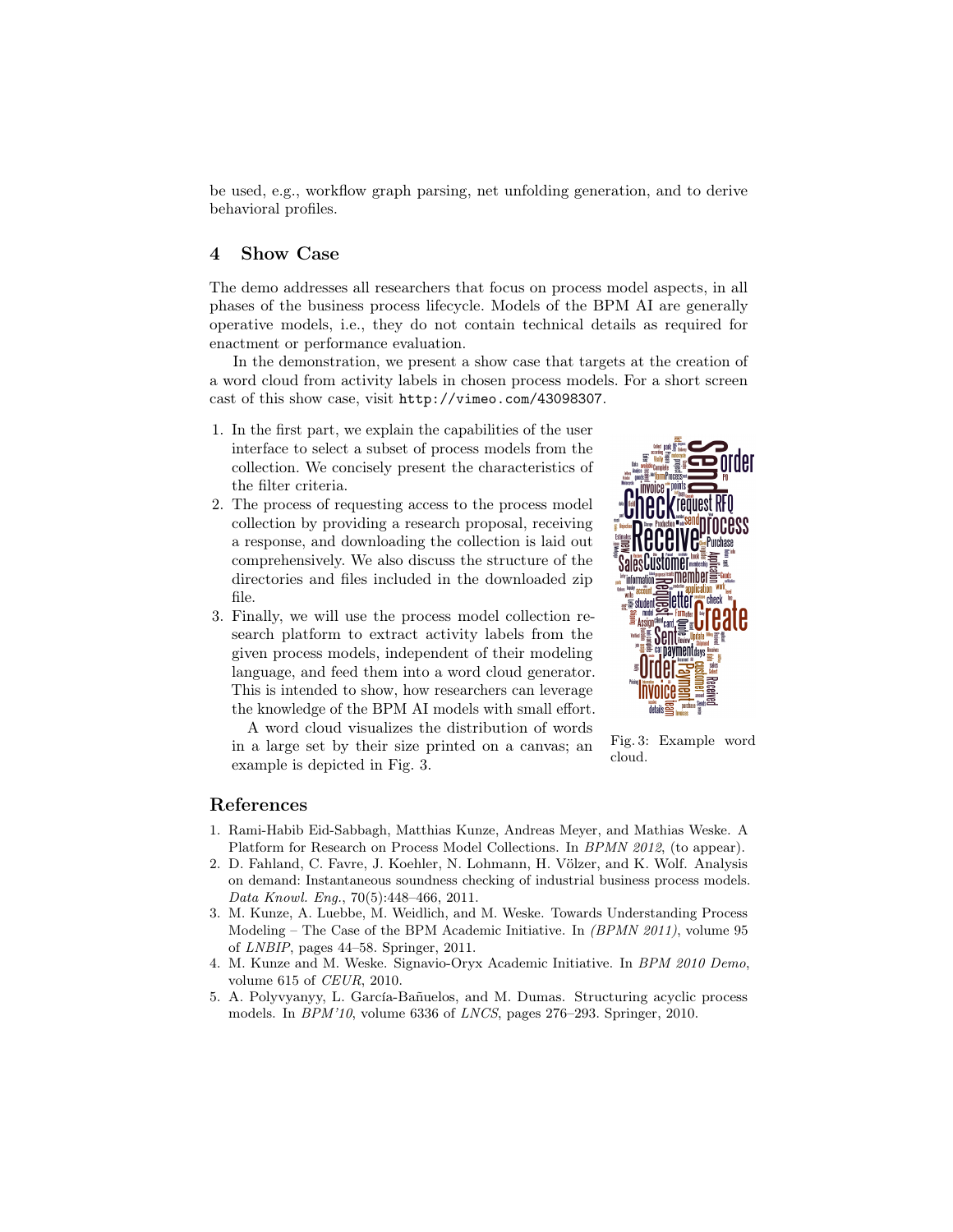be used, e.g., workflow graph parsing, net unfolding generation, and to derive behavioral profiles.

## 4 Show Case

The demo addresses all researchers that focus on process model aspects, in all phases of the business process lifecycle. Models of the BPM AI are generally operative models, i.e., they do not contain technical details as required for enactment or performance evaluation.

In the demonstration, we present a show case that targets at the creation of a word cloud from activity labels in chosen process models. For a short screen cast of this show case, visit `http://vimeo.com/43098307`.

1. In the first part, we explain the capabilities of the user interface to select a subset of process models from the collection. We concisely present the characteristics of the filter criteria.
2. The process of requesting access to the process model collection by providing a research proposal, receiving a response, and downloading the collection is laid out comprehensively. We also discuss the structure of the directories and files included in the downloaded zip file.
3. Finally, we will use the process model collection research platform to extract activity labels from the given process models, independent of their modeling language, and feed them into a word cloud generator. This is intended to show, how researchers can leverage the knowledge of the BPM AI models with small effort.

   A word cloud visualizes the distribution of words in a large set by their size printed on a canvas; an example is depicted in Fig. 3.

Fig. 3: Example word cloud.

## References

1. Rami-Habib Eid-Sabbagh, Matthias Kunze, Andreas Meyer, and Mathias Weske. A Platform for Research on Process Model Collections. In *BPMN 2012*, (to appear).
2. D. Fahland, C. Favre, J. Koehler, N. Lohmann, H. Völzer, and K. Wolf. Analysis on demand: Instantaneous soundness checking of industrial business process models. *Data Knowl. Eng.*, 70(5):448–466, 2011.
3. M. Kunze, A. Luebbe, M. Weidlich, and M. Weske. Towards Understanding Process Modeling – The Case of the BPM Academic Initiative. In *(BPMN 2011)*, volume 95 of *LNBIP*, pages 44–58. Springer, 2011.
4. M. Kunze and M. Weske. Signavio-Oryx Academic Initiative. In *BPM 2010 Demo*, volume 615 of *CEUR*, 2010.
5. A. Polyvyanyy, L. García-Bañuelos, and M. Dumas. Structuring acyclic process models. In *BPM'10*, volume 6336 of *LNCS*, pages 276–293. Springer, 2010.